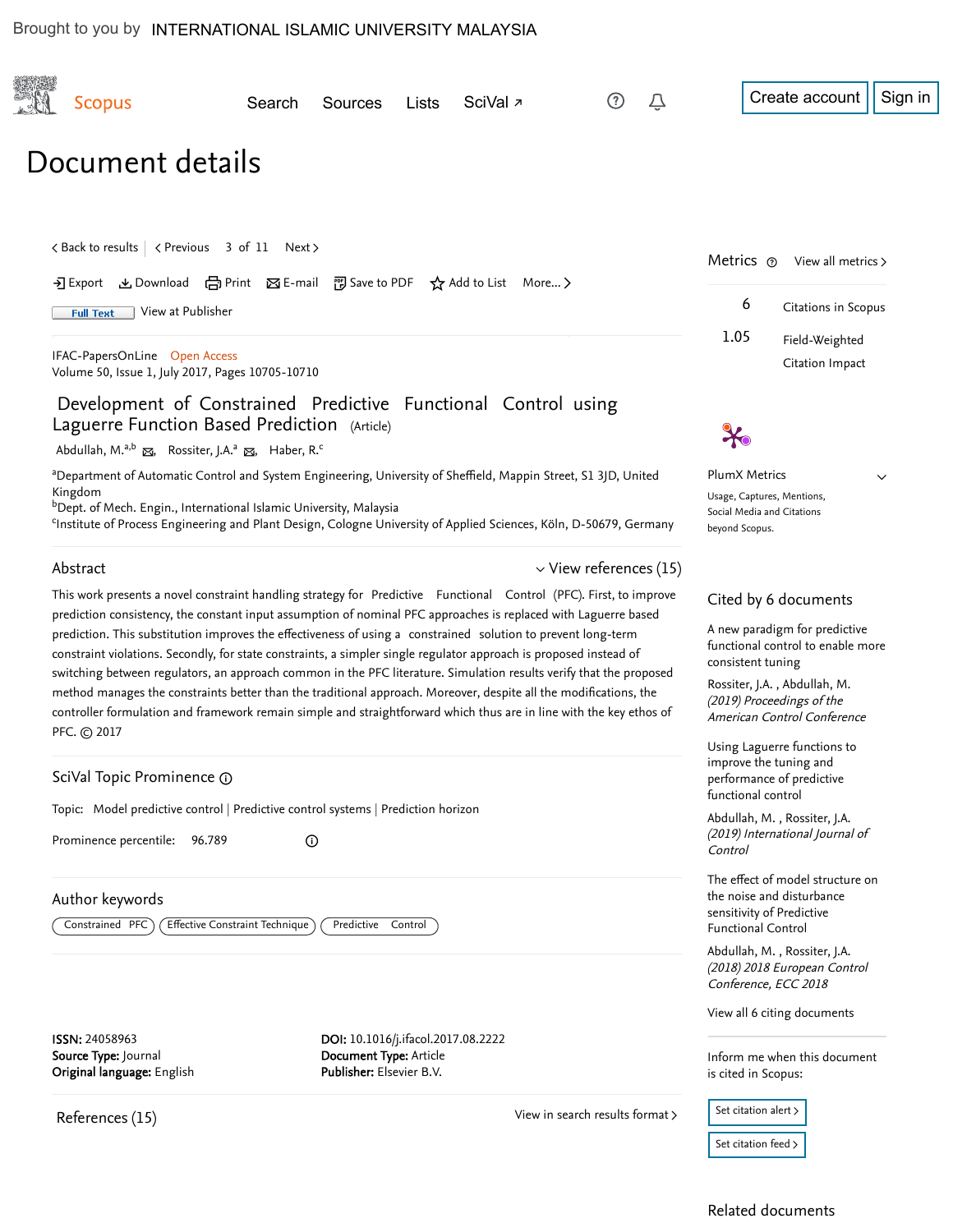Brought to you by INTERNATIONAL ISLAMIC UNIVERSITY MALAYSIA

Scopus   Search   Sources   Lists   SciVal ↗   Create account   Sign in

# Document details

< Back to results | < Previous 3 of 11 Next >

Export   Download   Print   E-mail   Save to PDF   Add to List   More... >

Full Text   View at Publisher

IFAC-PapersOnLine Open Access
Volume 50, Issue 1, July 2017, Pages 10705-10710

## Development of Constrained Predictive Functional Control using Laguerre Function Based Prediction (Article)

Abdullah, M.[a,b], Rossiter, J.A.[a], Haber, R.[c]

[a]Department of Automatic Control and System Engineering, University of Sheffield, Mappin Street, S1 3JD, United Kingdom
[b]Dept. of Mech. Engin., International Islamic University, Malaysia
[c]Institute of Process Engineering and Plant Design, Cologne University of Applied Sciences, Köln, D-50679, Germany

### Abstract

View references (15)

This work presents a novel constraint handling strategy for Predictive Functional Control (PFC). First, to improve prediction consistency, the constant input assumption of nominal PFC approaches is replaced with Laguerre based prediction. This substitution improves the effectiveness of using a constrained solution to prevent long-term constraint violations. Secondly, for state constraints, a simpler single regulator approach is proposed instead of switching between regulators, an approach common in the PFC literature. Simulation results verify that the proposed method manages the constraints better than the traditional approach. Moreover, despite all the modifications, the controller formulation and framework remain simple and straightforward which thus are in line with the key ethos of PFC. © 2017

### SciVal Topic Prominence

Topic: Model predictive control | Predictive control systems | Prediction horizon

Prominence percentile: 96.789

### Author keywords

Constrained PFC | Effective Constraint Technique | Predictive Control

**ISSN:** 24058963
**Source Type:** Journal
**Original language:** English

**DOI:** 10.1016/j.ifacol.2017.08.2222
**Document Type:** Article
**Publisher:** Elsevier B.V.

### References (15)

View in search results format >

### Metrics

View all metrics >

6 Citations in Scopus

1.05 Field-Weighted Citation Impact

PlumX Metrics

Usage, Captures, Mentions, Social Media and Citations beyond Scopus.

### Cited by 6 documents

A new paradigm for predictive functional control to enable more consistent tuning
Rossiter, J.A. , Abdullah, M.
*(2019) Proceedings of the American Control Conference*

Using Laguerre functions to improve the tuning and performance of predictive functional control
Abdullah, M. , Rossiter, J.A.
*(2019) International Journal of Control*

The effect of model structure on the noise and disturbance sensitivity of Predictive Functional Control
Abdullah, M. , Rossiter, J.A.
*(2018) 2018 European Control Conference, ECC 2018*

View all 6 citing documents

Inform me when this document is cited in Scopus:

Set citation alert >

Set citation feed >

### Related documents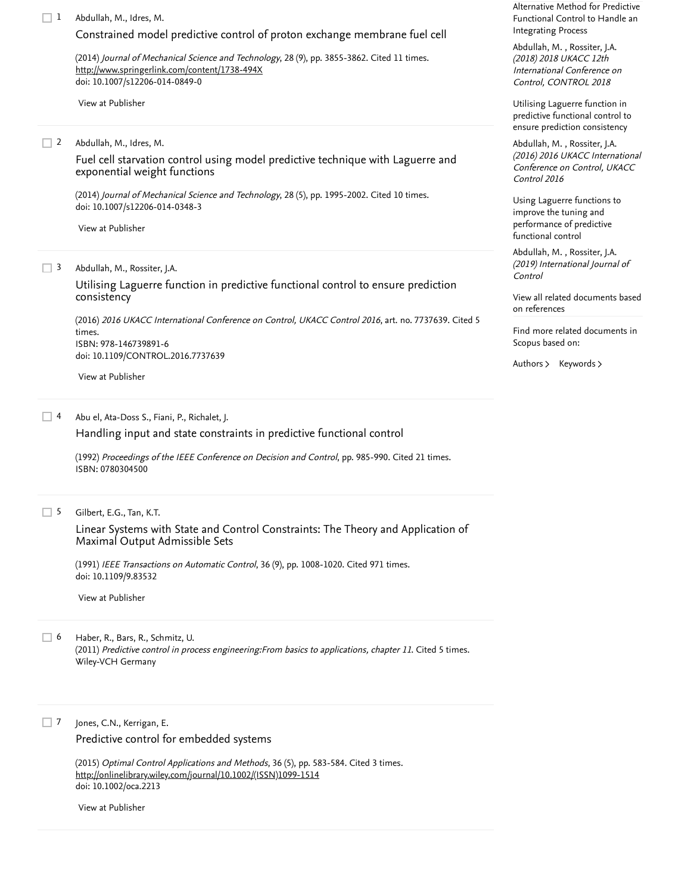1 Abdullah, M., Idres, M.

Constrained model predictive control of proton exchange membrane fuel cell

(2014) *Journal of Mechanical Science and Technology*, 28 (9), pp. 3855-3862. Cited 11 times.
http://www.springerlink.com/content/1738-494X
doi: 10.1007/s12206-014-0849-0

View at Publisher

2 Abdullah, M., Idres, M.

Fuel cell starvation control using model predictive technique with Laguerre and exponential weight functions

(2014) *Journal of Mechanical Science and Technology*, 28 (5), pp. 1995-2002. Cited 10 times.
doi: 10.1007/s12206-014-0348-3

View at Publisher

3 Abdullah, M., Rossiter, J.A.

Utilising Laguerre function in predictive functional control to ensure prediction consistency

(2016) *2016 UKACC International Conference on Control, UKACC Control 2016*, art. no. 7737639. Cited 5 times.
ISBN: 978-146739891-6
doi: 10.1109/CONTROL.2016.7737639

View at Publisher

4 Abu el, Ata-Doss S., Fiani, P., Richalet, J.

Handling input and state constraints in predictive functional control

(1992) *Proceedings of the IEEE Conference on Decision and Control*, pp. 985-990. Cited 21 times.
ISBN: 0780304500

5 Gilbert, E.G., Tan, K.T.

Linear Systems with State and Control Constraints: The Theory and Application of Maximal Output Admissible Sets

(1991) *IEEE Transactions on Automatic Control*, 36 (9), pp. 1008-1020. Cited 971 times.
doi: 10.1109/9.83532

View at Publisher

6 Haber, R., Bars, R., Schmitz, U.

(2011) *Predictive control in process engineering:From basics to applications, chapter 11*. Cited 5 times.
Wiley-VCH Germany

7 Jones, C.N., Kerrigan, E.

Predictive control for embedded systems

(2015) *Optimal Control Applications and Methods*, 36 (5), pp. 583-584. Cited 3 times.
http://onlinelibrary.wiley.com/journal/10.1002/(ISSN)1099-1514
doi: 10.1002/oca.2213

View at Publisher

Alternative Method for Predictive Functional Control to Handle an Integrating Process

Abdullah, M. , Rossiter, J.A.
*(2018) 2018 UKACC 12th International Conference on Control, CONTROL 2018*

Utilising Laguerre function in predictive functional control to ensure prediction consistency

Abdullah, M. , Rossiter, J.A.
*(2016) 2016 UKACC International Conference on Control, UKACC Control 2016*

Using Laguerre functions to improve the tuning and performance of predictive functional control

Abdullah, M. , Rossiter, J.A.
*(2019) International Journal of Control*

View all related documents based on references

Find more related documents in Scopus based on:

Authors > Keywords >